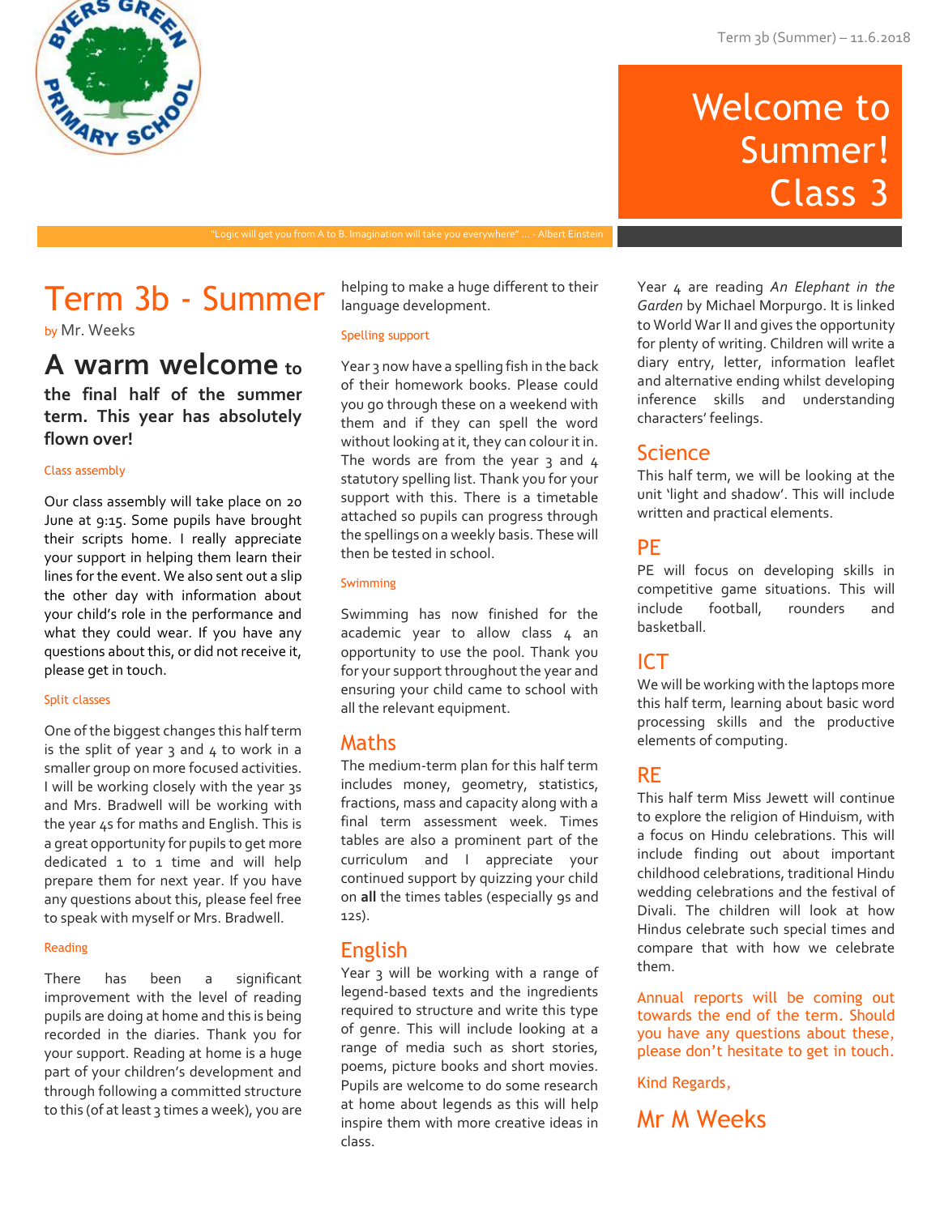Term 3b (Summer) – 11.6.2018

# Welcome to Summer! Class 3

"Logic will get you from A to B. Imagination will take you everywhere" … - Albert Einstein

# Term 3b - Summer

by Mr. Weeks

## A warm welcome to the final half of the summer term. This year has absolutely flown over!

### Class assembly

Our class assembly will take place on 20 June at 9:15. Some pupils have brought their scripts home. I really appreciate your support in helping them learn their lines for the event. We also sent out a slip the other day with information about your child's role in the performance and what they could wear. If you have any questions about this, or did not receive it, please get in touch.

### Split classes

One of the biggest changes this half term is the split of year 3 and 4 to work in a smaller group on more focused activities. I will be working closely with the year 3s and Mrs. Bradwell will be working with the year 4s for maths and English. This is a great opportunity for pupils to get more dedicated 1 to 1 time and will help prepare them for next year. If you have any questions about this, please feel free to speak with myself or Mrs. Bradwell.

### Reading

There has been a significant improvement with the level of reading pupils are doing at home and this is being recorded in the diaries. Thank you for your support. Reading at home is a huge part of your children's development and through following a committed structure to this (of at least 3 times a week), you are helping to make a huge different to their language development.

### Spelling support

Year 3 now have a spelling fish in the back of their homework books. Please could you go through these on a weekend with them and if they can spell the word without looking at it, they can colour it in. The words are from the year 3 and 4 statutory spelling list. Thank you for your support with this. There is a timetable attached so pupils can progress through the spellings on a weekly basis. These will then be tested in school.

### Swimming

Swimming has now finished for the academic year to allow class 4 an opportunity to use the pool. Thank you for your support throughout the year and ensuring your child came to school with all the relevant equipment.

## Maths

The medium-term plan for this half term includes money, geometry, statistics, fractions, mass and capacity along with a final term assessment week. Times tables are also a prominent part of the curriculum and I appreciate your continued support by quizzing your child on **all** the times tables (especially 9s and 12s).

## English

Year 3 will be working with a range of legend-based texts and the ingredients required to structure and write this type of genre. This will include looking at a range of media such as short stories, poems, picture books and short movies. Pupils are welcome to do some research at home about legends as this will help inspire them with more creative ideas in class.

Year 4 are reading *An Elephant in the Garden* by Michael Morpurgo. It is linked to World War II and gives the opportunity for plenty of writing. Children will write a diary entry, letter, information leaflet and alternative ending whilst developing inference skills and understanding characters' feelings.

## Science

This half term, we will be looking at the unit 'light and shadow'. This will include written and practical elements.

## PE

PE will focus on developing skills in competitive game situations. This will include football, rounders and basketball.

## ICT

We will be working with the laptops more this half term, learning about basic word processing skills and the productive elements of computing.

## RE

This half term Miss Jewett will continue to explore the religion of Hinduism, with a focus on Hindu celebrations. This will include finding out about important childhood celebrations, traditional Hindu wedding celebrations and the festival of Divali. The children will look at how Hindus celebrate such special times and compare that with how we celebrate them.

Annual reports will be coming out towards the end of the term. Should you have any questions about these, please don't hesitate to get in touch.

Kind Regards,

Mr M Weeks